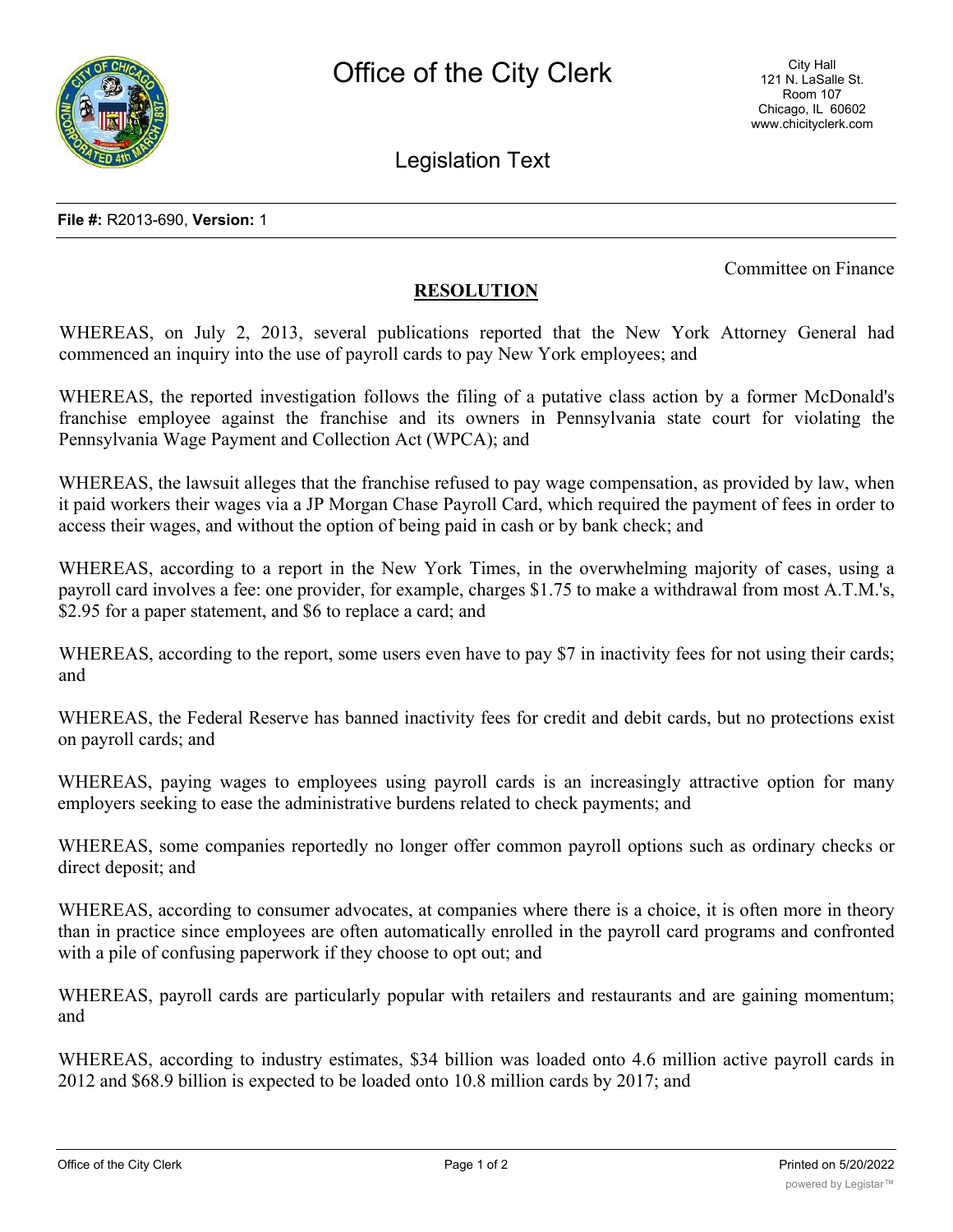Office of the City Clerk

City Hall
121 N. LaSalle St.
Room 107
Chicago, IL 60602
www.chicityclerk.com

Legislation Text

**File #:** R2013-690, **Version:** 1

Committee on Finance

## RESOLUTION

WHEREAS, on July 2, 2013, several publications reported that the New York Attorney General had commenced an inquiry into the use of payroll cards to pay New York employees; and

WHEREAS, the reported investigation follows the filing of a putative class action by a former McDonald's franchise employee against the franchise and its owners in Pennsylvania state court for violating the Pennsylvania Wage Payment and Collection Act (WPCA); and

WHEREAS, the lawsuit alleges that the franchise refused to pay wage compensation, as provided by law, when it paid workers their wages via a JP Morgan Chase Payroll Card, which required the payment of fees in order to access their wages, and without the option of being paid in cash or by bank check; and

WHEREAS, according to a report in the New York Times, in the overwhelming majority of cases, using a payroll card involves a fee: one provider, for example, charges $1.75 to make a withdrawal from most A.T.M.'s, $2.95 for a paper statement, and $6 to replace a card; and

WHEREAS, according to the report, some users even have to pay $7 in inactivity fees for not using their cards; and

WHEREAS, the Federal Reserve has banned inactivity fees for credit and debit cards, but no protections exist on payroll cards; and

WHEREAS, paying wages to employees using payroll cards is an increasingly attractive option for many employers seeking to ease the administrative burdens related to check payments; and

WHEREAS, some companies reportedly no longer offer common payroll options such as ordinary checks or direct deposit; and

WHEREAS, according to consumer advocates, at companies where there is a choice, it is often more in theory than in practice since employees are often automatically enrolled in the payroll card programs and confronted with a pile of confusing paperwork if they choose to opt out; and

WHEREAS, payroll cards are particularly popular with retailers and restaurants and are gaining momentum; and

WHEREAS, according to industry estimates, $34 billion was loaded onto 4.6 million active payroll cards in 2012 and $68.9 billion is expected to be loaded onto 10.8 million cards by 2017; and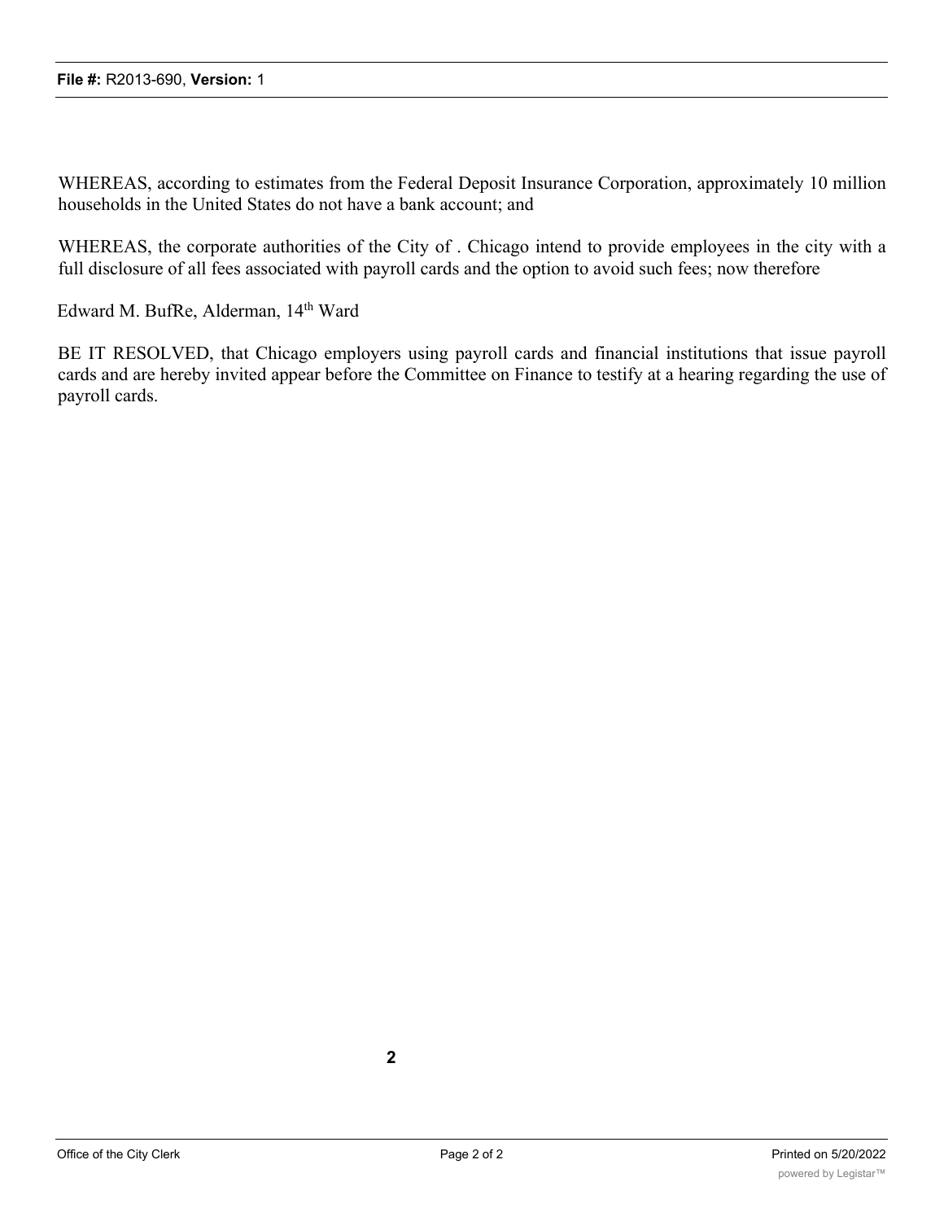WHEREAS, according to estimates from the Federal Deposit Insurance Corporation, approximately 10 million households in the United States do not have a bank account; and

WHEREAS, the corporate authorities of the City of . Chicago intend to provide employees in the city with a full disclosure of all fees associated with payroll cards and the option to avoid such fees; now therefore

Edward M. BufRe, Alderman, 14th Ward

BE IT RESOLVED, that Chicago employers using payroll cards and financial institutions that issue payroll cards and are hereby invited appear before the Committee on Finance to testify at a hearing regarding the use of payroll cards.